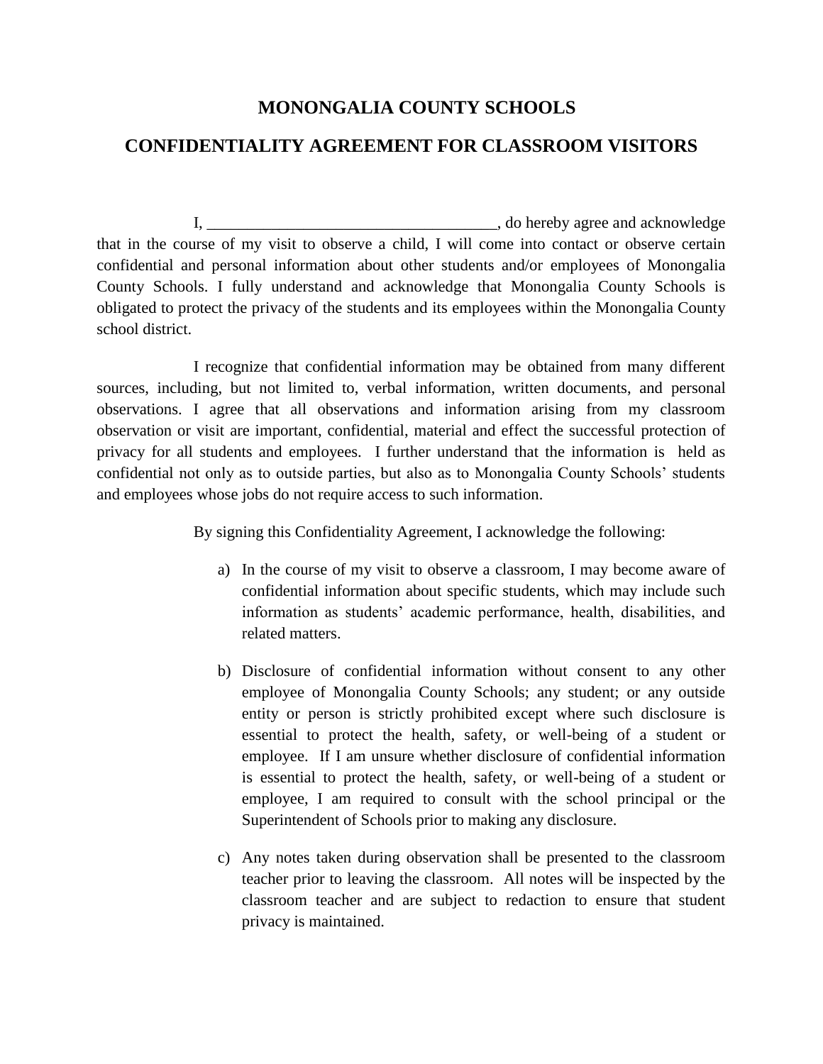# MONONGALIA COUNTY SCHOOLS

## CONFIDENTIALITY AGREEMENT FOR CLASSROOM VISITORS

I, ___________________________________, do hereby agree and acknowledge that in the course of my visit to observe a child, I will come into contact or observe certain confidential and personal information about other students and/or employees of Monongalia County Schools. I fully understand and acknowledge that Monongalia County Schools is obligated to protect the privacy of the students and its employees within the Monongalia County school district.

I recognize that confidential information may be obtained from many different sources, including, but not limited to, verbal information, written documents, and personal observations. I agree that all observations and information arising from my classroom observation or visit are important, confidential, material and effect the successful protection of privacy for all students and employees. I further understand that the information is held as confidential not only as to outside parties, but also as to Monongalia County Schools' students and employees whose jobs do not require access to such information.

By signing this Confidentiality Agreement, I acknowledge the following:

a) In the course of my visit to observe a classroom, I may become aware of confidential information about specific students, which may include such information as students' academic performance, health, disabilities, and related matters.

b) Disclosure of confidential information without consent to any other employee of Monongalia County Schools; any student; or any outside entity or person is strictly prohibited except where such disclosure is essential to protect the health, safety, or well-being of a student or employee. If I am unsure whether disclosure of confidential information is essential to protect the health, safety, or well-being of a student or employee, I am required to consult with the school principal or the Superintendent of Schools prior to making any disclosure.

c) Any notes taken during observation shall be presented to the classroom teacher prior to leaving the classroom. All notes will be inspected by the classroom teacher and are subject to redaction to ensure that student privacy is maintained.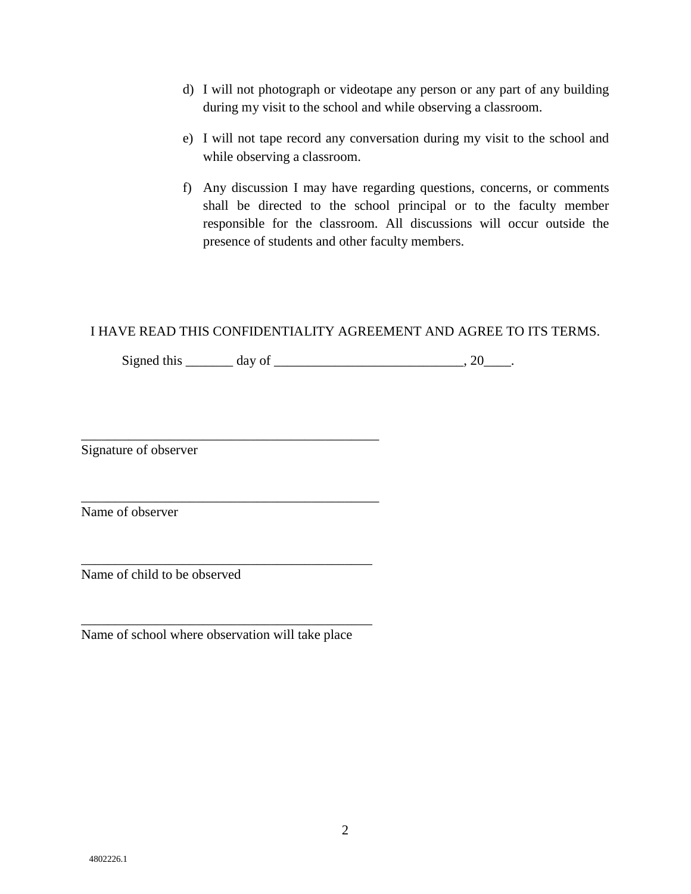d) I will not photograph or videotape any person or any part of any building during my visit to the school and while observing a classroom.

e) I will not tape record any conversation during my visit to the school and while observing a classroom.

f) Any discussion I may have regarding questions, concerns, or comments shall be directed to the school principal or to the faculty member responsible for the classroom. All discussions will occur outside the presence of students and other faculty members.

I HAVE READ THIS CONFIDENTIALITY AGREEMENT AND AGREE TO ITS TERMS.

Signed this _______ day of ___________________________, 20____.

_____________________________________________
Signature of observer

_____________________________________________
Name of observer

____________________________________________
Name of child to be observed

____________________________________________
Name of school where observation will take place

4802226.1